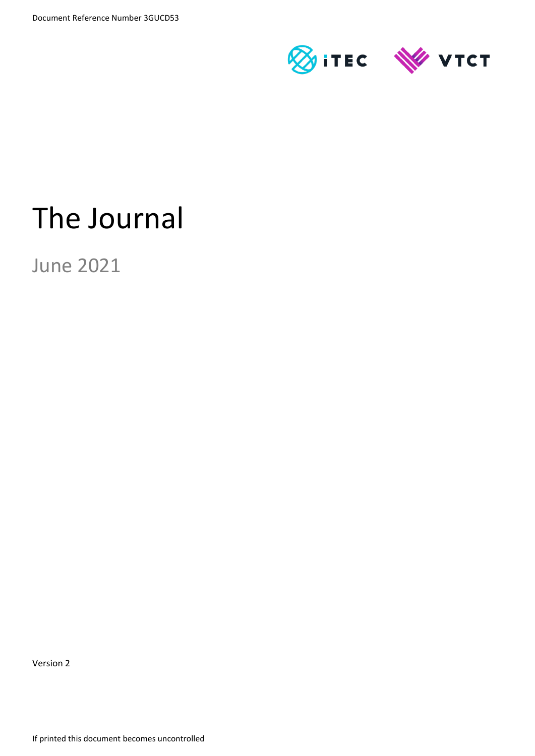Document Reference Number 3GUCD53

iTEC VTCT

# The Journal

## June 2021

Version 2

If printed this document becomes uncontrolled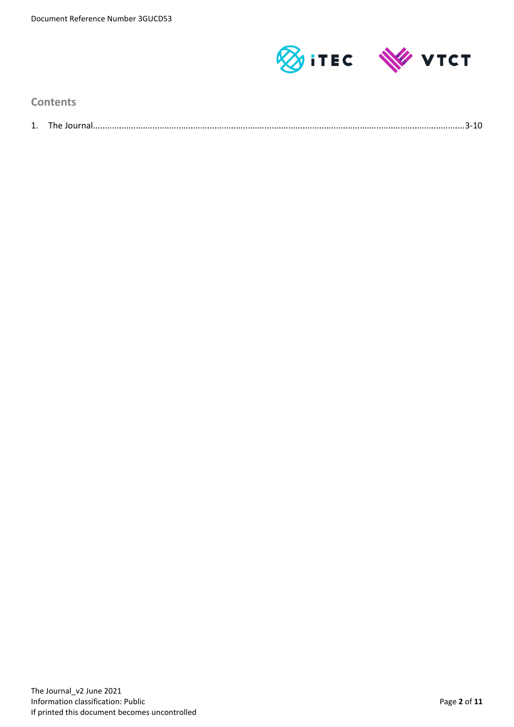## Contents

1. The Journal........................................................................................................................................3-10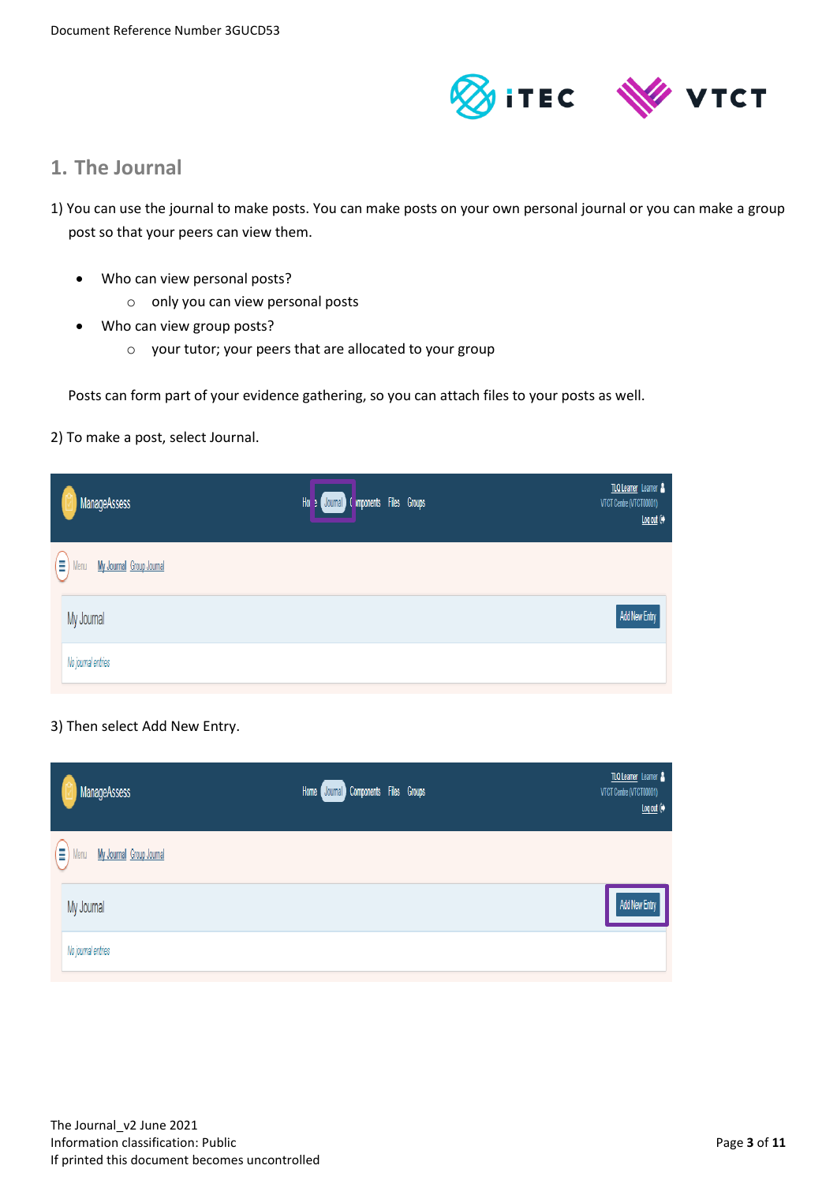# 1. The Journal

1) You can use the journal to make posts. You can make posts on your own personal journal or you can make a group post so that your peers can view them.

- Who can view personal posts?
  - only you can view personal posts
- Who can view group posts?
  - your tutor; your peers that are allocated to your group

Posts can form part of your evidence gathering, so you can attach files to your posts as well.

2) To make a post, select Journal.

3) Then select Add New Entry.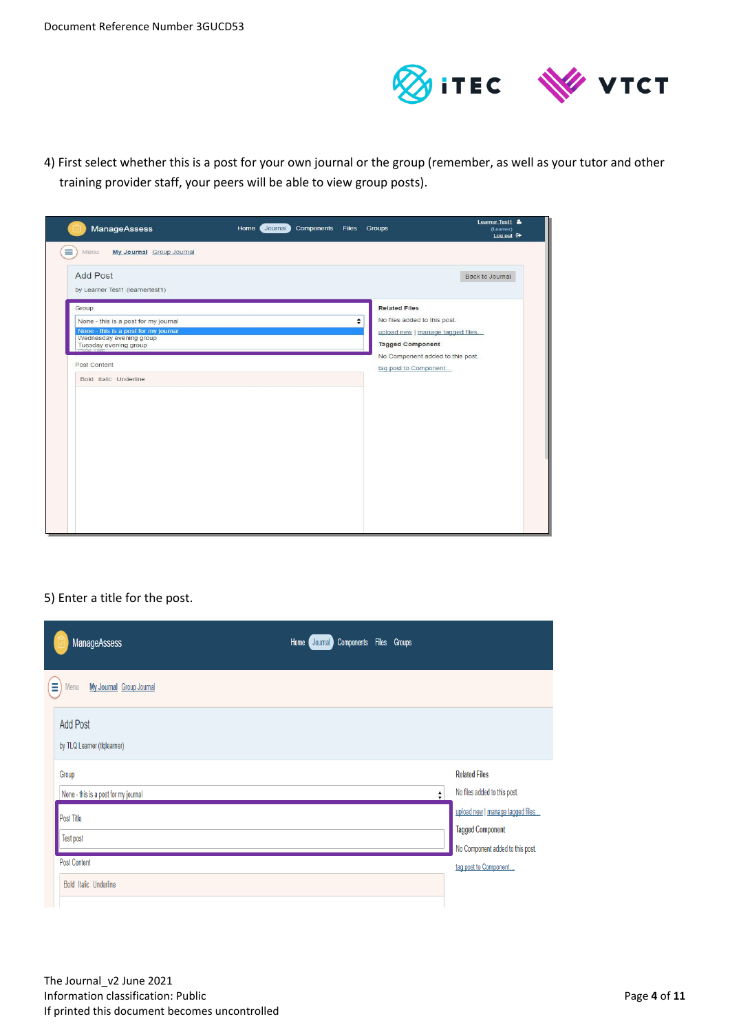4) First select whether this is a post for your own journal or the group (remember, as well as your tutor and other training provider staff, your peers will be able to view group posts).

5) Enter a title for the post.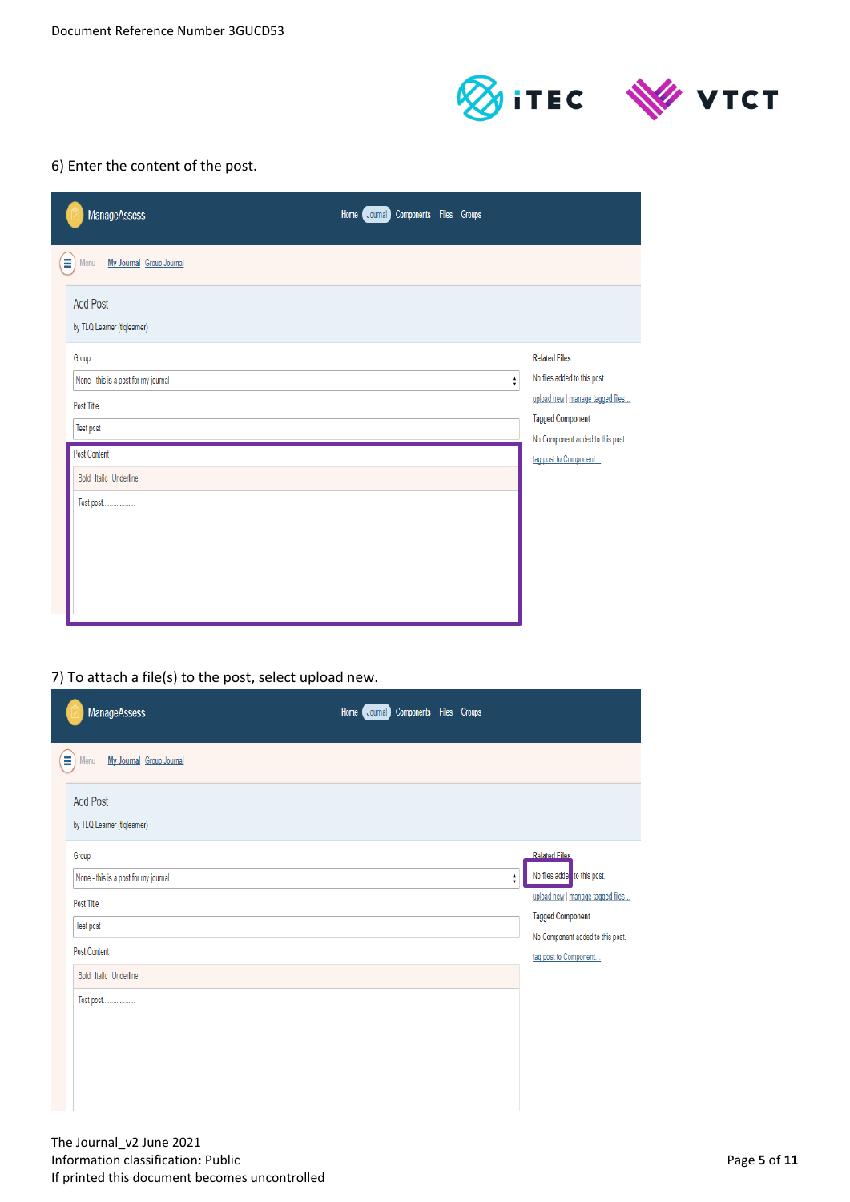6) Enter the content of the post.

ManageAssess

Home Journal Components Files Groups

Menu My Journal Group Journal

Add Post

by TLQ Learner (tlqlearner)

Group

None - this is a post for my journal

Post Title

Test post

Post Content

Bold Italic Underline

Test post.................|

Related Files

No files added to this post.

upload new | manage tagged files...

Tagged Component

No Component added to this post.

tag post to Component...

7) To attach a file(s) to the post, select upload new.

ManageAssess

Home Journal Components Files Groups

Menu My Journal Group Journal

Add Post

by TLQ Learner (tlqlearner)

Group

None - this is a post for my journal

Post Title

Test post

Post Content

Bold Italic Underline

Test post.................|

Related Files

No files added to this post.

upload new | manage tagged files...

Tagged Component

No Component added to this post.

tag post to Component...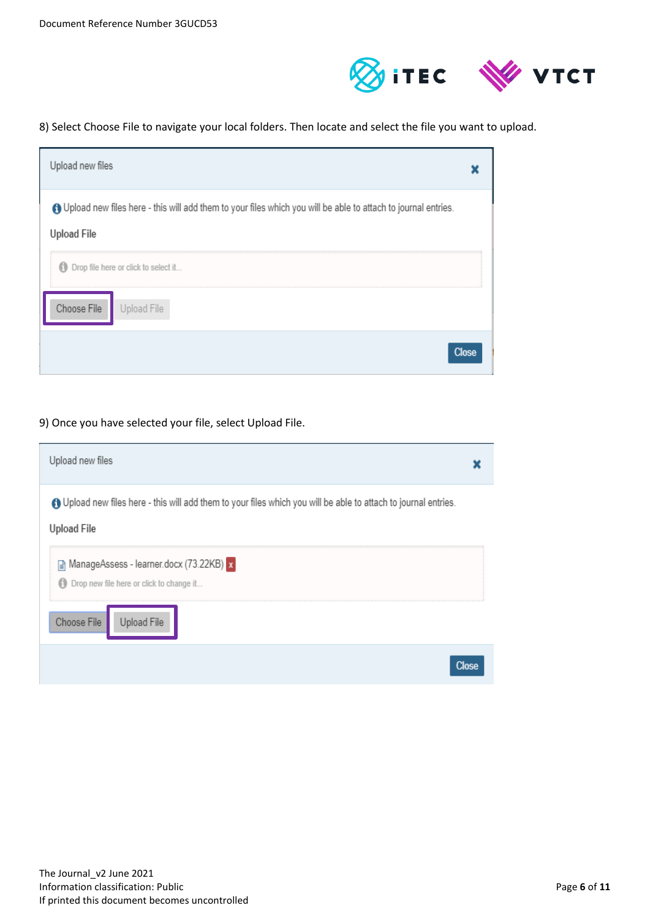8) Select Choose File to navigate your local folders. Then locate and select the file you want to upload.

Upload new files

Upload new files here - this will add them to your files which you will be able to attach to journal entries.

Upload File

Drop file here or click to select it...

Choose File Upload File

Close

9) Once you have selected your file, select Upload File.

Upload new files

Upload new files here - this will add them to your files which you will be able to attach to journal entries.

Upload File

ManageAssess - learner.docx (73.22KB)

Drop new file here or click to change it...

Choose File Upload File

Close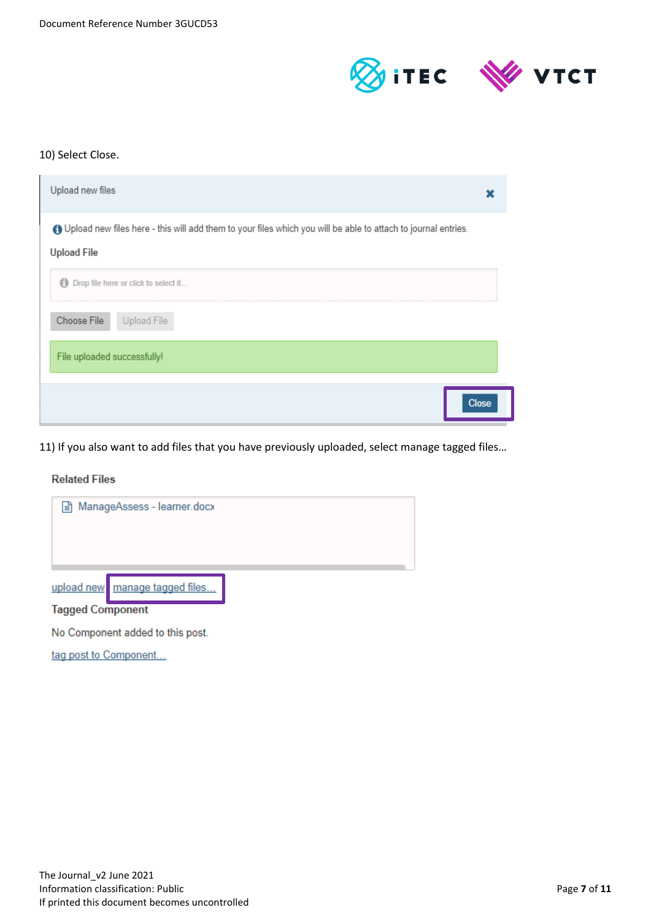10) Select Close.

Upload new files

Upload new files here - this will add them to your files which you will be able to attach to journal entries.

Upload File

Drop file here or click to select it...

Choose File Upload File

File uploaded successfully!

Close

11) If you also want to add files that you have previously uploaded, select manage tagged files...

Related Files

ManageAssess - learner.docx

upload new manage tagged files...

Tagged Component

No Component added to this post.

tag post to Component...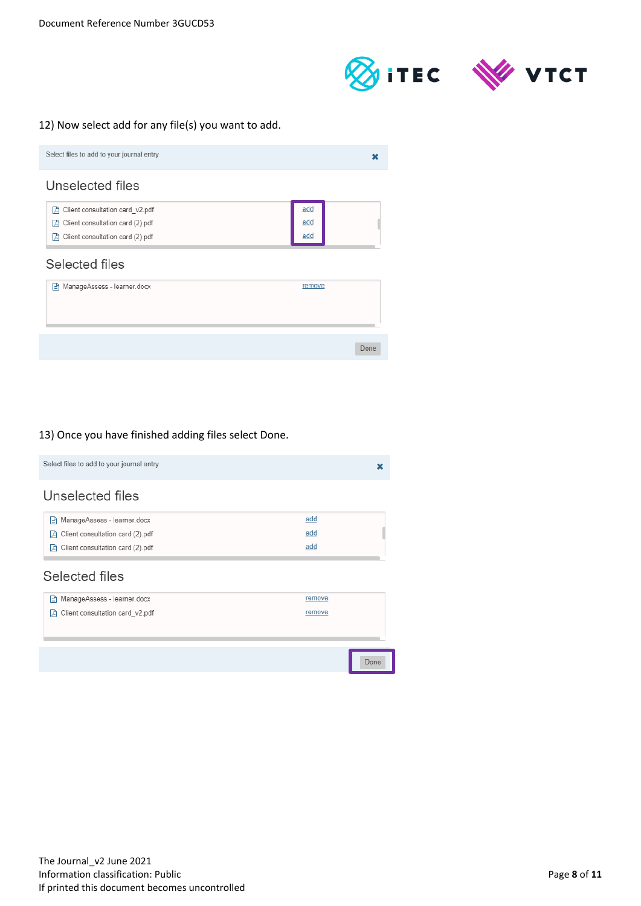12) Now select add for any file(s) you want to add.

Select files to add to your journal entry

Unselected files

Client consultation card_v2.pdf add
Client consultation card (2).pdf add
Client consultation card (2).pdf add

Selected files

ManageAssess - learner.docx remove

Done

13) Once you have finished adding files select Done.

Select files to add to your journal entry

Unselected files

ManageAssess - learner.docx add
Client consultation card (2).pdf add
Client consultation card (2).pdf add

Selected files

ManageAssess - learner.docx remove
Client consultation card_v2.pdf remove

Done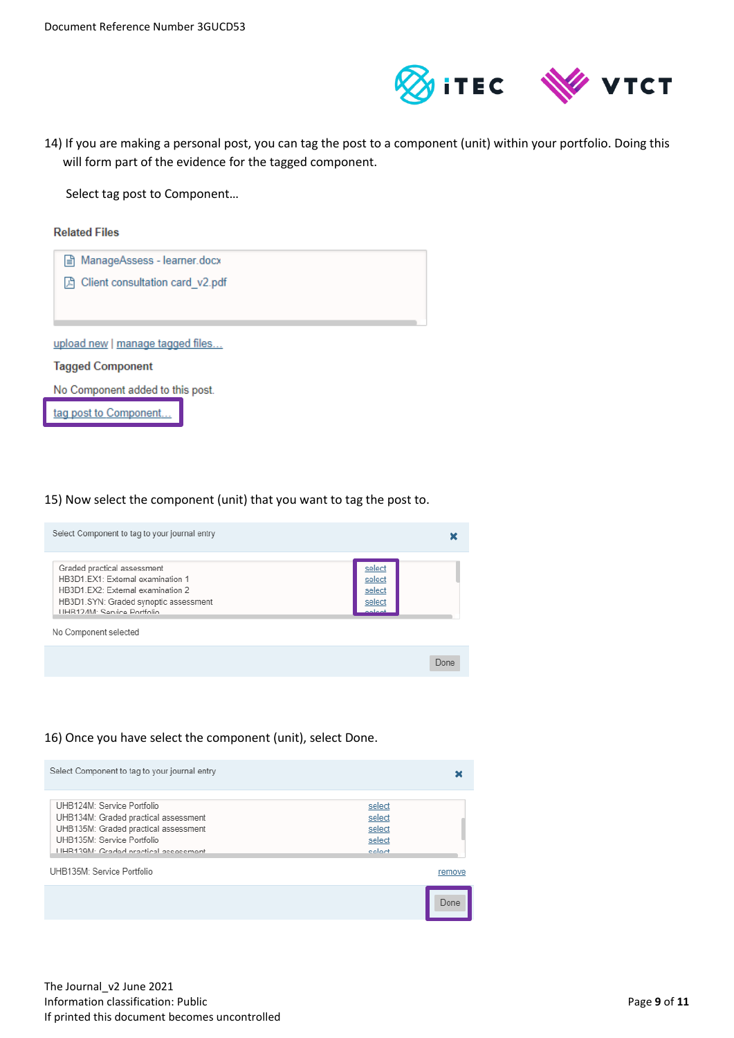14) If you are making a personal post, you can tag the post to a component (unit) within your portfolio. Doing this will form part of the evidence for the tagged component.

Select tag post to Component…

Related Files

ManageAssess - learner.docx

Client consultation card_v2.pdf

upload new | manage tagged files…

Tagged Component

No Component added to this post.

tag post to Component…

15) Now select the component (unit) that you want to tag the post to.

Select Component to tag to your journal entry

| | |
|---|---|
| Graded practical assessment | select |
| HB3D1.EX1: External examination 1 | select |
| HB3D1.EX2: External examination 2 | select |
| HB3D1.SYN: Graded synoptic assessment | select |
| UHB124M: Service Portfolio | select |

No Component selected

Done

16) Once you have select the component (unit), select Done.

Select Component to tag to your journal entry

| | |
|---|---|
| UHB124M: Service Portfolio | select |
| UHB134M: Graded practical assessment | select |
| UHB135M: Graded practical assessment | select |
| UHB135M: Service Portfolio | select |
| UHB139M: Graded practical assessment | select |

UHB135M: Service Portfolio remove

Done

The Journal_v2 June 2021
Information classification: Public
If printed this document becomes uncontrolled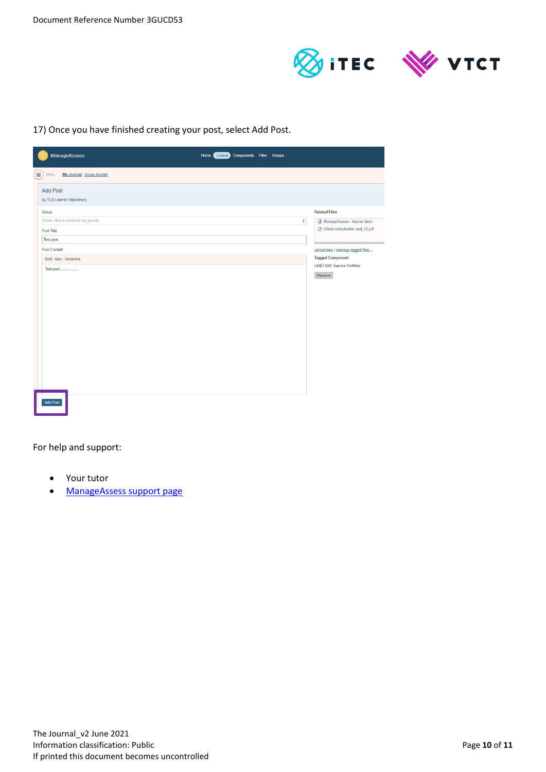17) Once you have finished creating your post, select Add Post.

For help and support:

- Your tutor
- ManageAssess support page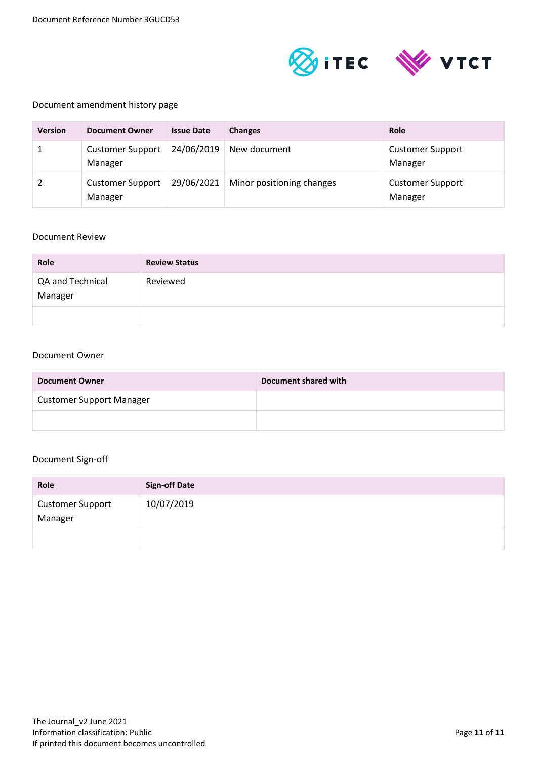Document amendment history page

| Version | Document Owner | Issue Date | Changes | Role |
|---|---|---|---|---|
| 1 | Customer Support Manager | 24/06/2019 | New document | Customer Support Manager |
| 2 | Customer Support Manager | 29/06/2021 | Minor positioning changes | Customer Support Manager |

Document Review

| Role | Review Status |
|---|---|
| QA and Technical Manager | Reviewed |
| | |

Document Owner

| Document Owner | Document shared with |
|---|---|
| Customer Support Manager | |
| | |

Document Sign-off

| Role | Sign-off Date |
|---|---|
| Customer Support Manager | 10/07/2019 |
| | |